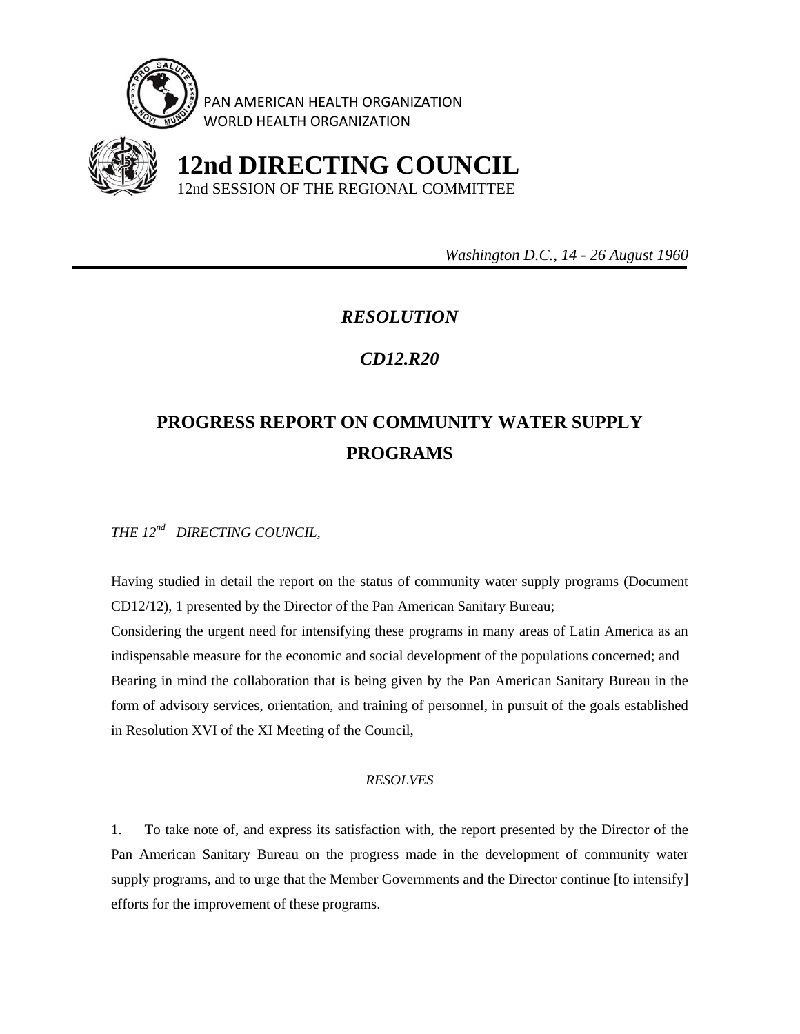PAN AMERICAN HEALTH ORGANIZATION
WORLD HEALTH ORGANIZATION

# 12nd DIRECTING COUNCIL

12nd SESSION OF THE REGIONAL COMMITTEE

*Washington D.C., 14 - 26 August 1960*

---

## *RESOLUTION*

## *CD12.R20*

# PROGRESS REPORT ON COMMUNITY WATER SUPPLY PROGRAMS

*THE 12nd DIRECTING COUNCIL,*

Having studied in detail the report on the status of community water supply programs (Document CD12/12), 1 presented by the Director of the Pan American Sanitary Bureau;

Considering the urgent need for intensifying these programs in many areas of Latin America as an indispensable measure for the economic and social development of the populations concerned; and

Bearing in mind the collaboration that is being given by the Pan American Sanitary Bureau in the form of advisory services, orientation, and training of personnel, in pursuit of the goals established in Resolution XVI of the XI Meeting of the Council,

*RESOLVES*

1. To take note of, and express its satisfaction with, the report presented by the Director of the Pan American Sanitary Bureau on the progress made in the development of community water supply programs, and to urge that the Member Governments and the Director continue [to intensify] efforts for the improvement of these programs.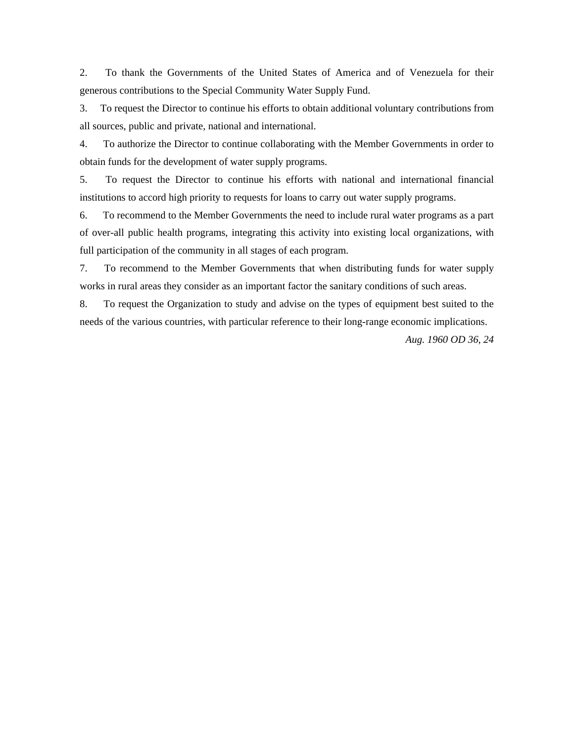2. To thank the Governments of the United States of America and of Venezuela for their generous contributions to the Special Community Water Supply Fund.

3. To request the Director to continue his efforts to obtain additional voluntary contributions from all sources, public and private, national and international.

4. To authorize the Director to continue collaborating with the Member Governments in order to obtain funds for the development of water supply programs.

5. To request the Director to continue his efforts with national and international financial institutions to accord high priority to requests for loans to carry out water supply programs.

6. To recommend to the Member Governments the need to include rural water programs as a part of over-all public health programs, integrating this activity into existing local organizations, with full participation of the community in all stages of each program.

7. To recommend to the Member Governments that when distributing funds for water supply works in rural areas they consider as an important factor the sanitary conditions of such areas.

8. To request the Organization to study and advise on the types of equipment best suited to the needs of the various countries, with particular reference to their long-range economic implications.

*Aug. 1960 OD 36, 24*